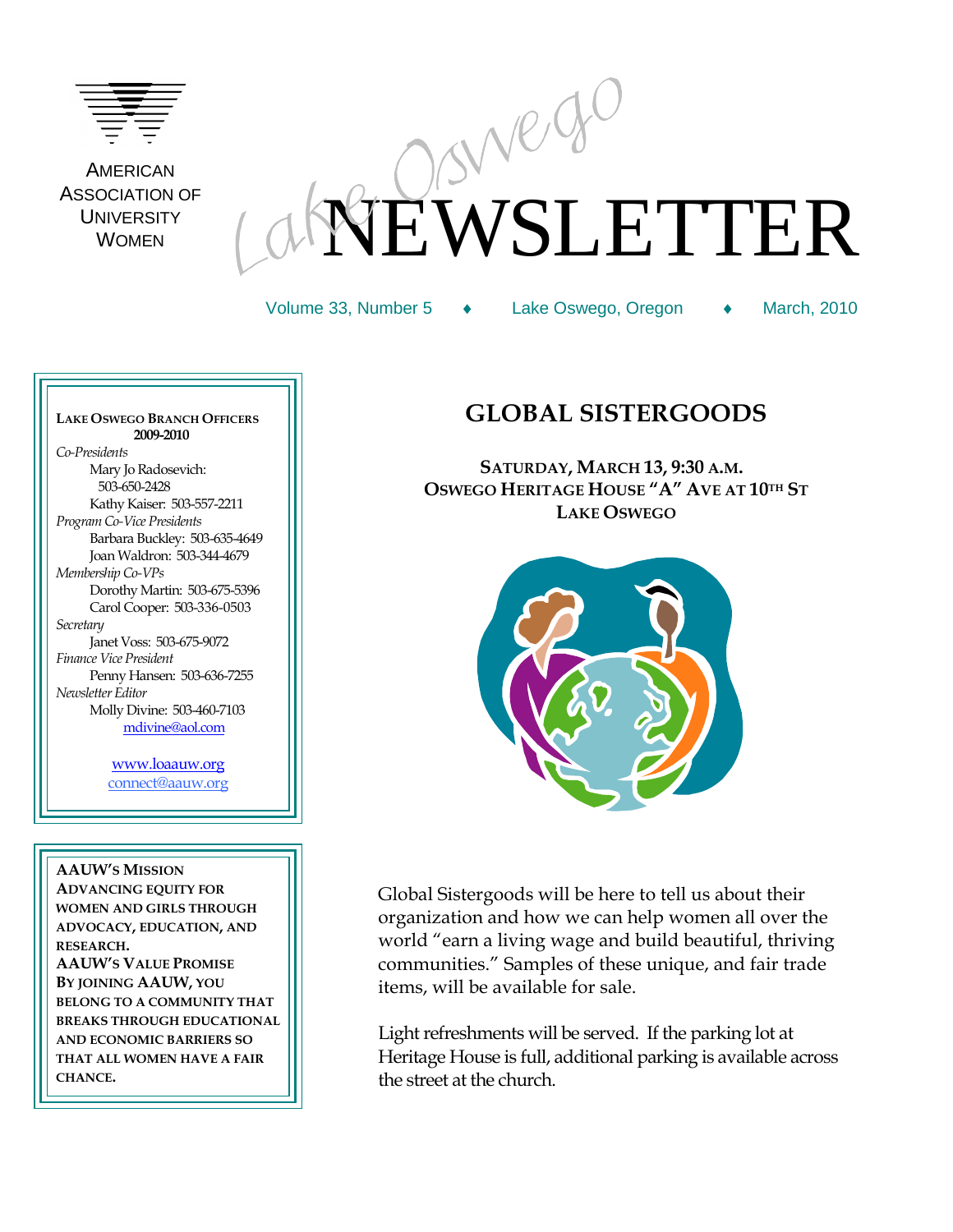AMERICAN ASSOCIATION OF UNIVERSITY WOMEN

# Lake Oswego NEWSLETTER

Volume 33, Number 5 ♦ Lake Oswego, Oregon ♦ March, 2010

**LAKE OSWEGO BRANCH OFFICERS 2009-2010**

*Co-Presidents*
Mary Jo Radosevich: 503-650-2428
Kathy Kaiser: 503-557-2211

*Program Co-Vice Presidents*
Barbara Buckley: 503-635-4649
Joan Waldron: 503-344-4679

*Membership Co-VPs*
Dorothy Martin: 503-675-5396
Carol Cooper: 503-336-0503

*Secretary*
Janet Voss: 503-675-9072

*Finance Vice President*
Penny Hansen: 503-636-7255

*Newsletter Editor*
Molly Divine: 503-460-7103
mdivine@aol.com

www.loaauw.org
connect@aauw.org

**AAUW'S MISSION**
**ADVANCING EQUITY FOR WOMEN AND GIRLS THROUGH ADVOCACY, EDUCATION, AND RESEARCH.**

**AAUW'S VALUE PROMISE**
**BY JOINING AAUW, YOU BELONG TO A COMMUNITY THAT BREAKS THROUGH EDUCATIONAL AND ECONOMIC BARRIERS SO THAT ALL WOMEN HAVE A FAIR CHANCE.**

## GLOBAL SISTERGOODS

**SATURDAY, MARCH 13, 9:30 A.M.**
**OSWEGO HERITAGE HOUSE "A" AVE AT 10TH ST**
**LAKE OSWEGO**

Global Sistergoods will be here to tell us about their organization and how we can help women all over the world "earn a living wage and build beautiful, thriving communities." Samples of these unique, and fair trade items, will be available for sale.

Light refreshments will be served. If the parking lot at Heritage House is full, additional parking is available across the street at the church.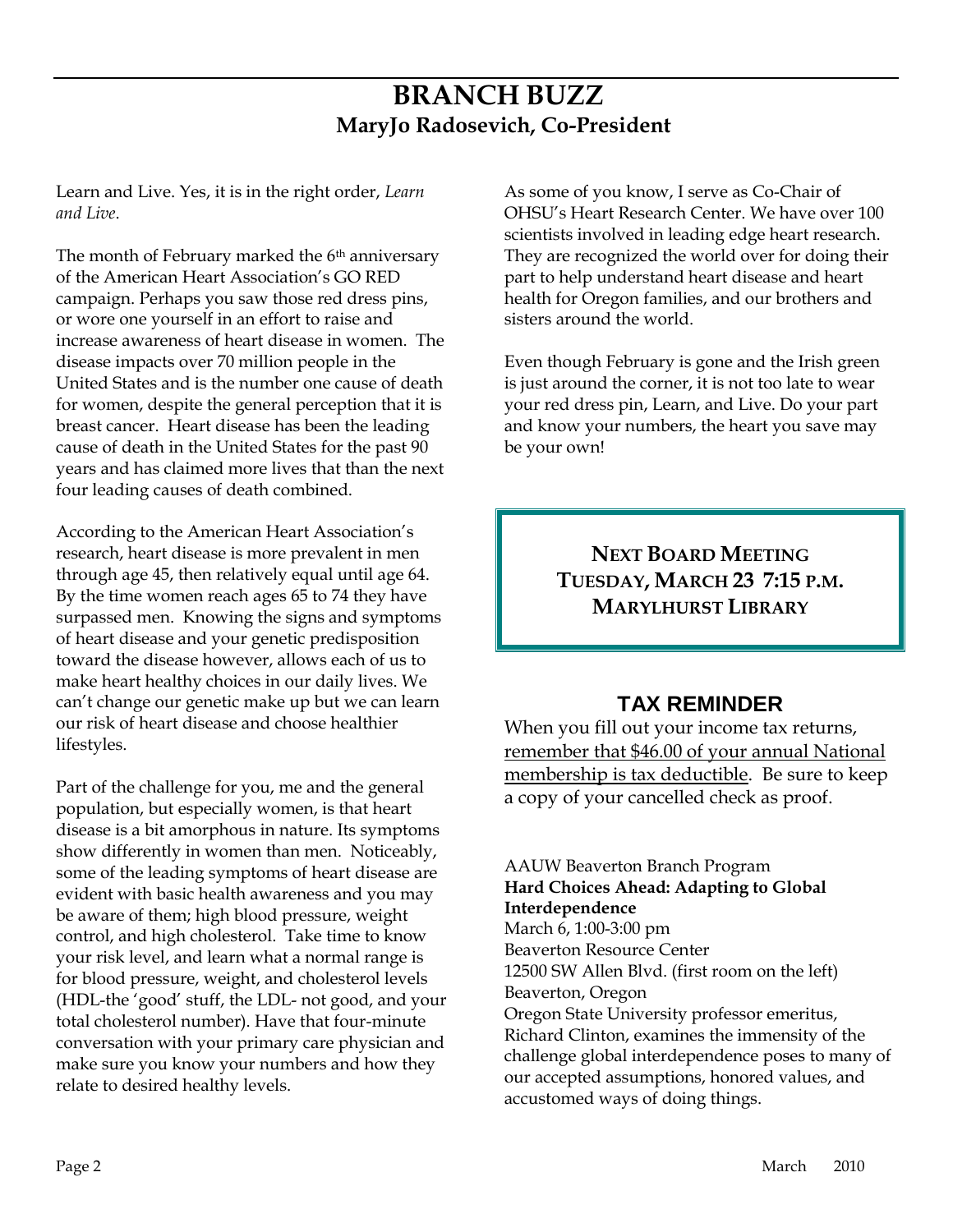# BRANCH BUZZ

## MaryJo Radosevich, Co-President

Learn and Live. Yes, it is in the right order, *Learn and Live*.

The month of February marked the 6th anniversary of the American Heart Association's GO RED campaign. Perhaps you saw those red dress pins, or wore one yourself in an effort to raise and increase awareness of heart disease in women. The disease impacts over 70 million people in the United States and is the number one cause of death for women, despite the general perception that it is breast cancer. Heart disease has been the leading cause of death in the United States for the past 90 years and has claimed more lives that than the next four leading causes of death combined.

According to the American Heart Association's research, heart disease is more prevalent in men through age 45, then relatively equal until age 64. By the time women reach ages 65 to 74 they have surpassed men. Knowing the signs and symptoms of heart disease and your genetic predisposition toward the disease however, allows each of us to make heart healthy choices in our daily lives. We can't change our genetic make up but we can learn our risk of heart disease and choose healthier lifestyles.

Part of the challenge for you, me and the general population, but especially women, is that heart disease is a bit amorphous in nature. Its symptoms show differently in women than men. Noticeably, some of the leading symptoms of heart disease are evident with basic health awareness and you may be aware of them; high blood pressure, weight control, and high cholesterol. Take time to know your risk level, and learn what a normal range is for blood pressure, weight, and cholesterol levels (HDL-the 'good' stuff, the LDL- not good, and your total cholesterol number). Have that four-minute conversation with your primary care physician and make sure you know your numbers and how they relate to desired healthy levels.

As some of you know, I serve as Co-Chair of OHSU's Heart Research Center. We have over 100 scientists involved in leading edge heart research. They are recognized the world over for doing their part to help understand heart disease and heart health for Oregon families, and our brothers and sisters around the world.

Even though February is gone and the Irish green is just around the corner, it is not too late to wear your red dress pin, Learn, and Live. Do your part and know your numbers, the heart you save may be your own!

**NEXT BOARD MEETING**
**TUESDAY, MARCH 23 7:15 P.M.**
**MARYLHURST LIBRARY**

## TAX REMINDER

When you fill out your income tax returns, remember that $46.00 of your annual National membership is tax deductible. Be sure to keep a copy of your cancelled check as proof.

AAUW Beaverton Branch Program
**Hard Choices Ahead: Adapting to Global Interdependence**
March 6, 1:00-3:00 pm
Beaverton Resource Center
12500 SW Allen Blvd. (first room on the left)
Beaverton, Oregon
Oregon State University professor emeritus, Richard Clinton, examines the immensity of the challenge global interdependence poses to many of our accepted assumptions, honored values, and accustomed ways of doing things.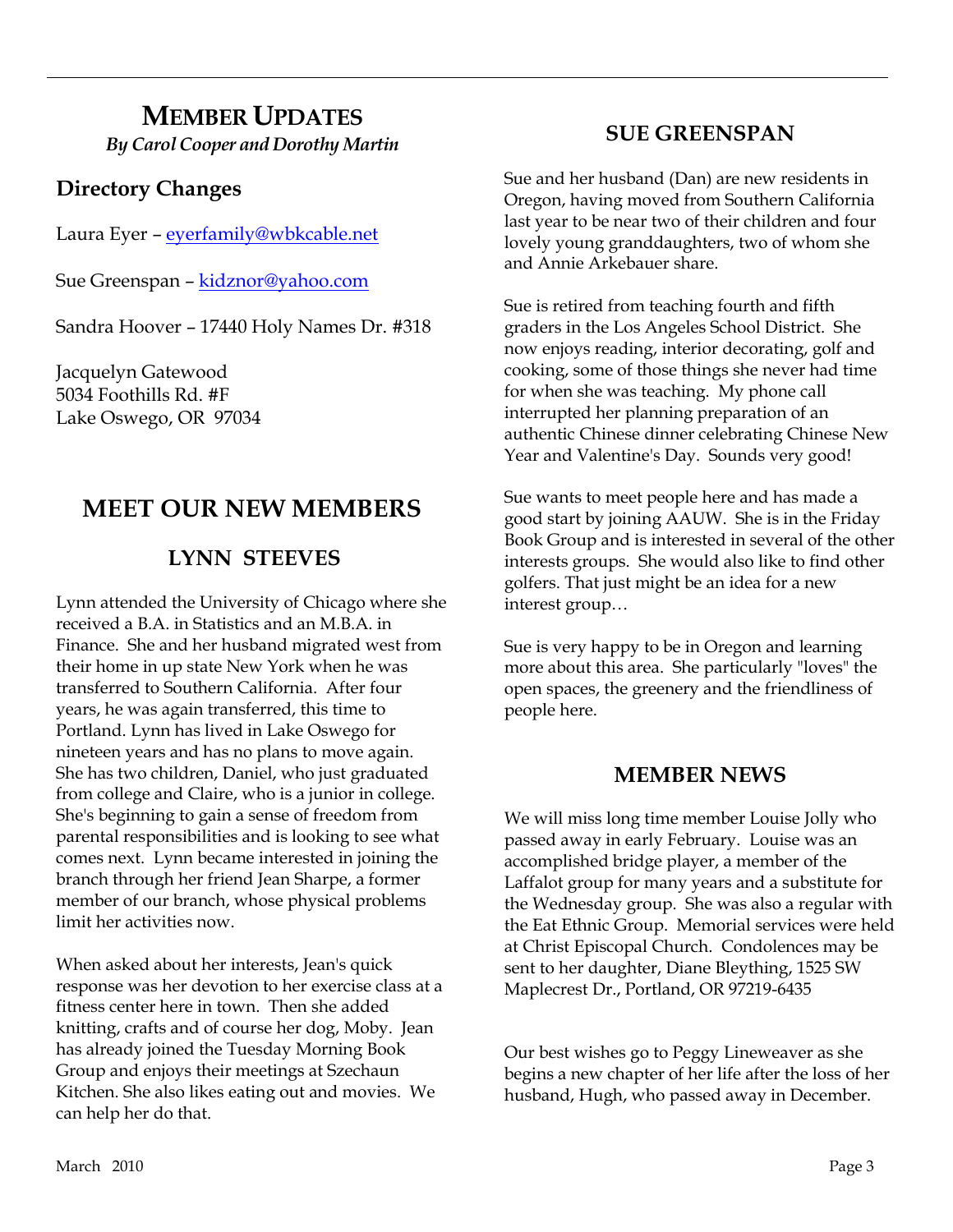# Member Updates

*By Carol Cooper and Dorothy Martin*

## Directory Changes

Laura Eyer – eyerfamily@wbkcable.net

Sue Greenspan – kidznor@yahoo.com

Sandra Hoover – 17440 Holy Names Dr. #318

Jacquelyn Gatewood
5034 Foothills Rd. #F
Lake Oswego, OR  97034

# MEET OUR NEW MEMBERS

## LYNN STEEVES

Lynn attended the University of Chicago where she received a B.A. in Statistics and an M.B.A. in Finance. She and her husband migrated west from their home in up state New York when he was transferred to Southern California. After four years, he was again transferred, this time to Portland. Lynn has lived in Lake Oswego for nineteen years and has no plans to move again. She has two children, Daniel, who just graduated from college and Claire, who is a junior in college. She's beginning to gain a sense of freedom from parental responsibilities and is looking to see what comes next. Lynn became interested in joining the branch through her friend Jean Sharpe, a former member of our branch, whose physical problems limit her activities now.

When asked about her interests, Jean's quick response was her devotion to her exercise class at a fitness center here in town. Then she added knitting, crafts and of course her dog, Moby. Jean has already joined the Tuesday Morning Book Group and enjoys their meetings at Szechaun Kitchen. She also likes eating out and movies. We can help her do that.

## SUE GREENSPAN

Sue and her husband (Dan) are new residents in Oregon, having moved from Southern California last year to be near two of their children and four lovely young granddaughters, two of whom she and Annie Arkebauer share.

Sue is retired from teaching fourth and fifth graders in the Los Angeles School District. She now enjoys reading, interior decorating, golf and cooking, some of those things she never had time for when she was teaching. My phone call interrupted her planning preparation of an authentic Chinese dinner celebrating Chinese New Year and Valentine's Day. Sounds very good!

Sue wants to meet people here and has made a good start by joining AAUW. She is in the Friday Book Group and is interested in several of the other interests groups. She would also like to find other golfers. That just might be an idea for a new interest group…

Sue is very happy to be in Oregon and learning more about this area. She particularly "loves" the open spaces, the greenery and the friendliness of people here.

## MEMBER NEWS

We will miss long time member Louise Jolly who passed away in early February. Louise was an accomplished bridge player, a member of the Laffalot group for many years and a substitute for the Wednesday group. She was also a regular with the Eat Ethnic Group. Memorial services were held at Christ Episcopal Church. Condolences may be sent to her daughter, Diane Bleything, 1525 SW Maplecrest Dr., Portland, OR 97219-6435

Our best wishes go to Peggy Lineweaver as she begins a new chapter of her life after the loss of her husband, Hugh, who passed away in December.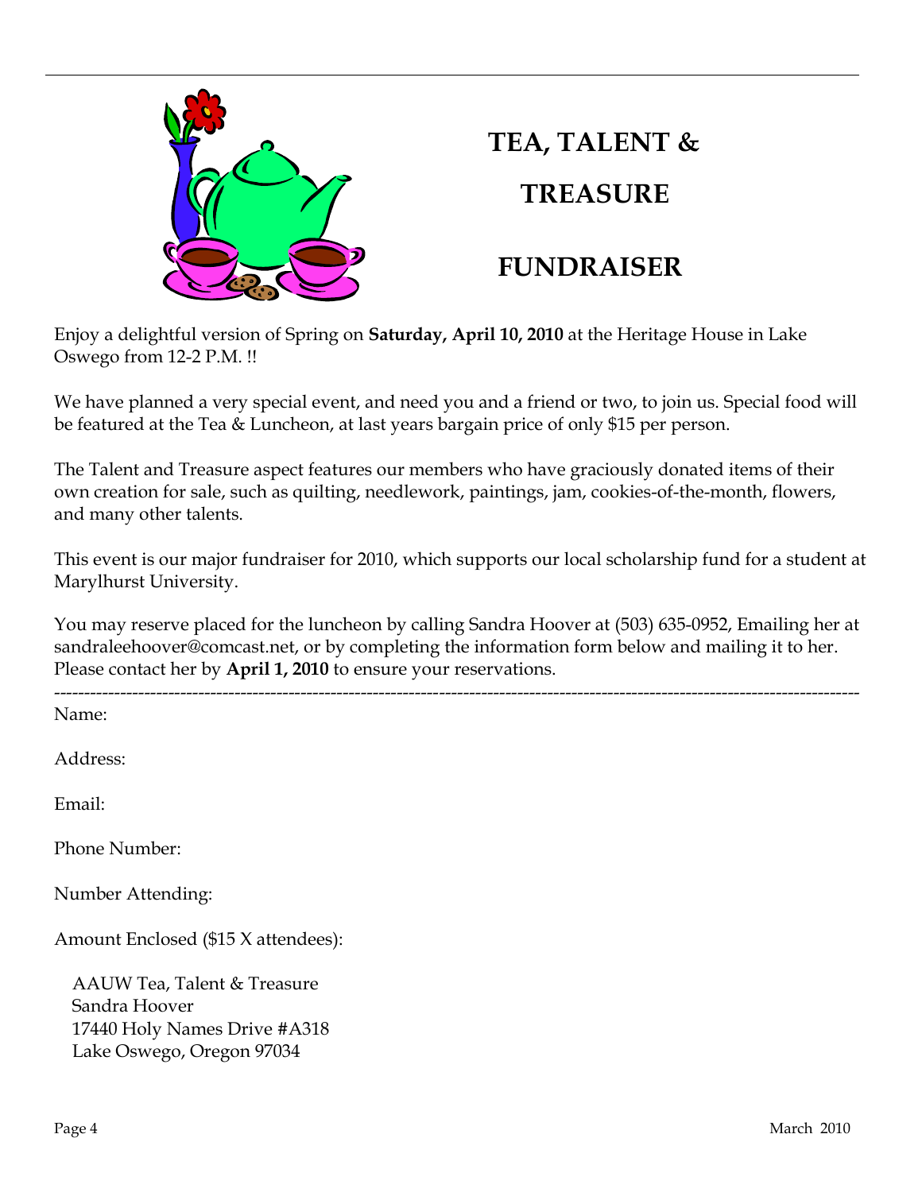# TEA, TALENT & TREASURE FUNDRAISER

Enjoy a delightful version of Spring on **Saturday, April 10, 2010** at the Heritage House in Lake Oswego from 12-2 P.M. !!

We have planned a very special event, and need you and a friend or two, to join us. Special food will be featured at the Tea & Luncheon, at last years bargain price of only $15 per person.

The Talent and Treasure aspect features our members who have graciously donated items of their own creation for sale, such as quilting, needlework, paintings, jam, cookies-of-the-month, flowers, and many other talents.

This event is our major fundraiser for 2010, which supports our local scholarship fund for a student at Marylhurst University.

You may reserve placed for the luncheon by calling Sandra Hoover at (503) 635-0952, Emailing her at sandraleehoover@comcast.net, or by completing the information form below and mailing it to her. Please contact her by **April 1, 2010** to ensure your reservations.

---

Name:

Address:

Email:

Phone Number:

Number Attending:

Amount Enclosed ($15 X attendees):

AAUW Tea, Talent & Treasure
Sandra Hoover
17440 Holy Names Drive #A318
Lake Oswego, Oregon 97034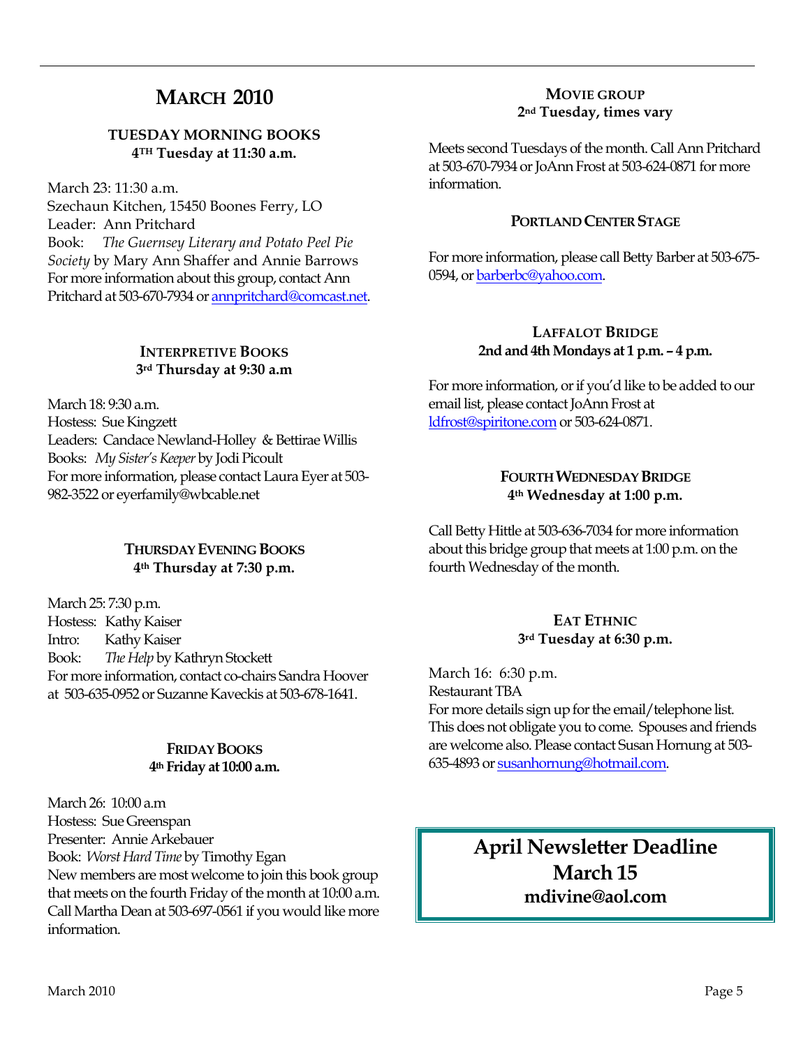# MARCH 2010

### TUESDAY MORNING BOOKS
**4TH Tuesday at 11:30 a.m.**

March 23: 11:30 a.m.
Szechaun Kitchen, 15450 Boones Ferry, LO
Leader: Ann Pritchard
Book: *The Guernsey Literary and Potato Peel Pie Society* by Mary Ann Shaffer and Annie Barrows
For more information about this group, contact Ann Pritchard at 503-670-7934 or annpritchard@comcast.net.

### INTERPRETIVE BOOKS
**3rd Thursday at 9:30 a.m**

March 18: 9:30 a.m.
Hostess: Sue Kingzett
Leaders: Candace Newland-Holley & Bettirae Willis
Books: *My Sister's Keeper* by Jodi Picoult
For more information, please contact Laura Eyer at 503-982-3522 or eyerfamily@wbcable.net

### THURSDAY EVENING BOOKS
**4th Thursday at 7:30 p.m.**

March 25: 7:30 p.m.
Hostess: Kathy Kaiser
Intro: Kathy Kaiser
Book: *The Help* by Kathryn Stockett
For more information, contact co-chairs Sandra Hoover at 503-635-0952 or Suzanne Kaveckis at 503-678-1641.

### FRIDAY BOOKS
**4th Friday at 10:00 a.m.**

March 26: 10:00 a.m
Hostess: Sue Greenspan
Presenter: Annie Arkebauer
Book: *Worst Hard Time* by Timothy Egan
New members are most welcome to join this book group that meets on the fourth Friday of the month at 10:00 a.m. Call Martha Dean at 503-697-0561 if you would like more information.

### MOVIE GROUP
**2nd Tuesday, times vary**

Meets second Tuesdays of the month. Call Ann Pritchard at 503-670-7934 or JoAnn Frost at 503-624-0871 for more information.

### PORTLAND CENTER STAGE

For more information, please call Betty Barber at 503-675-0594, or barberbc@yahoo.com.

### LAFFALOT BRIDGE
**2nd and 4th Mondays at 1 p.m. – 4 p.m.**

For more information, or if you'd like to be added to our email list, please contact JoAnn Frost at ldfrost@spiritone.com or 503-624-0871.

### FOURTH WEDNESDAY BRIDGE
**4th Wednesday at 1:00 p.m.**

Call Betty Hittle at 503-636-7034 for more information about this bridge group that meets at 1:00 p.m. on the fourth Wednesday of the month.

### EAT ETHNIC
**3rd Tuesday at 6:30 p.m.**

March 16: 6:30 p.m.
Restaurant TBA
For more details sign up for the email/telephone list. This does not obligate you to come. Spouses and friends are welcome also. Please contact Susan Hornung at 503-635-4893 or susanhornung@hotmail.com.

**April Newsletter Deadline**
**March 15**
**mdivine@aol.com**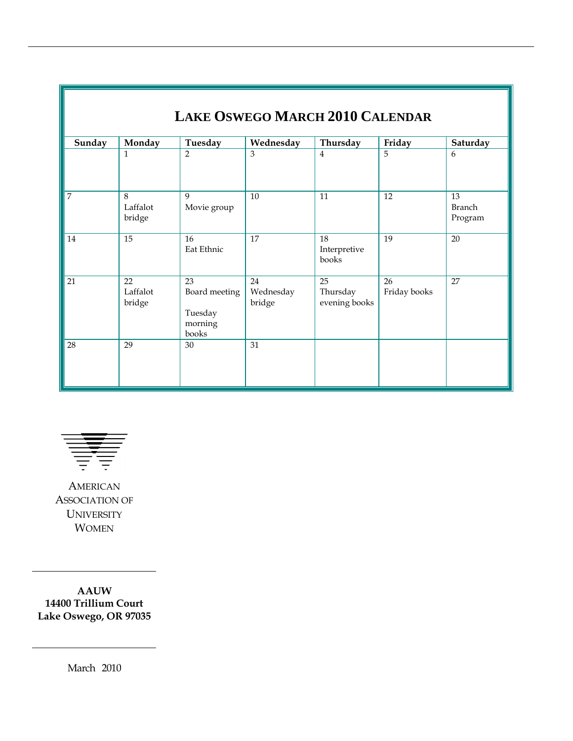# Lake Oswego March 2010 Calendar

| Sunday | Monday | Tuesday | Wednesday | Thursday | Friday | Saturday |
|---|---|---|---|---|---|---|
| | 1 | 2 | 3 | 4 | 5 | 6 |
| 7 | 8 Laffalot bridge | 9 Movie group | 10 | 11 | 12 | 13 Branch Program |
| 14 | 15 | 16 Eat Ethnic | 17 | 18 Interpretive books | 19 | 20 |
| 21 | 22 Laffalot bridge | 23 Board meeting<br><br>Tuesday morning books | 24 Wednesday bridge | 25 Thursday evening books | 26 Friday books | 27 |
| 28 | 29 | 30 | 31 | | | |

American Association of University Women

---

**AAUW**
**14400 Trillium Court**
**Lake Oswego, OR 97035**

---

March 2010